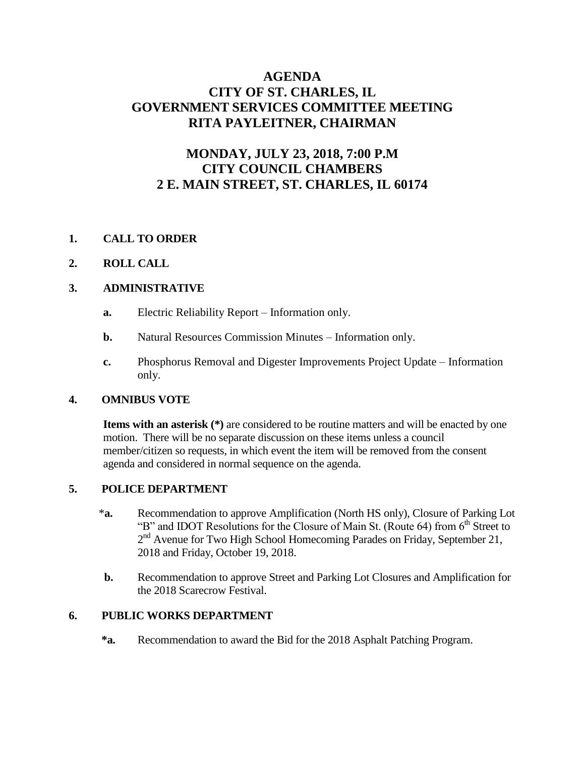# AGENDA
# CITY OF ST. CHARLES, IL
# GOVERNMENT SERVICES COMMITTEE MEETING
# RITA PAYLEITNER, CHAIRMAN

## MONDAY, JULY 23, 2018, 7:00 P.M
## CITY COUNCIL CHAMBERS
## 2 E. MAIN STREET, ST. CHARLES, IL 60174

**1. CALL TO ORDER**

**2. ROLL CALL**

**3. ADMINISTRATIVE**

- **a.** Electric Reliability Report – Information only.
- **b.** Natural Resources Commission Minutes – Information only.
- **c.** Phosphorus Removal and Digester Improvements Project Update – Information only.

**4. OMNIBUS VOTE**

**Items with an asterisk (*)** are considered to be routine matters and will be enacted by one motion. There will be no separate discussion on these items unless a council member/citizen so requests, in which event the item will be removed from the consent agenda and considered in normal sequence on the agenda.

**5. POLICE DEPARTMENT**

- ***a.** Recommendation to approve Amplification (North HS only), Closure of Parking Lot "B" and IDOT Resolutions for the Closure of Main St. (Route 64) from 6th Street to 2nd Avenue for Two High School Homecoming Parades on Friday, September 21, 2018 and Friday, October 19, 2018.
- **b.** Recommendation to approve Street and Parking Lot Closures and Amplification for the 2018 Scarecrow Festival.

**6. PUBLIC WORKS DEPARTMENT**

- ***a.** Recommendation to award the Bid for the 2018 Asphalt Patching Program.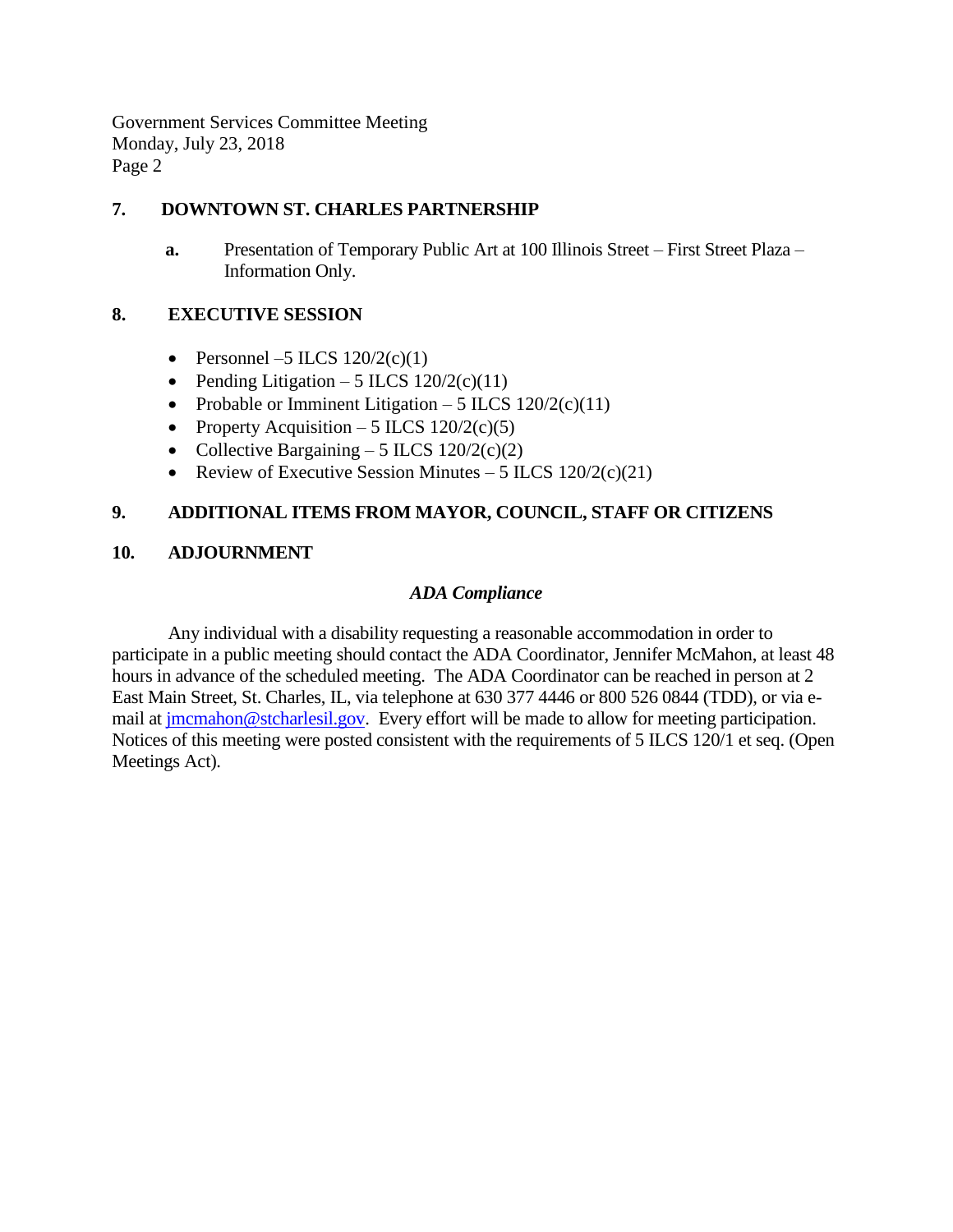## 7. DOWNTOWN ST. CHARLES PARTNERSHIP

**a.** Presentation of Temporary Public Art at 100 Illinois Street – First Street Plaza – Information Only.

## 8. EXECUTIVE SESSION

- Personnel –5 ILCS 120/2(c)(1)
- Pending Litigation – 5 ILCS 120/2(c)(11)
- Probable or Imminent Litigation – 5 ILCS 120/2(c)(11)
- Property Acquisition – 5 ILCS 120/2(c)(5)
- Collective Bargaining – 5 ILCS 120/2(c)(2)
- Review of Executive Session Minutes – 5 ILCS 120/2(c)(21)

## 9. ADDITIONAL ITEMS FROM MAYOR, COUNCIL, STAFF OR CITIZENS

## 10. ADJOURNMENT

***ADA Compliance***

Any individual with a disability requesting a reasonable accommodation in order to participate in a public meeting should contact the ADA Coordinator, Jennifer McMahon, at least 48 hours in advance of the scheduled meeting. The ADA Coordinator can be reached in person at 2 East Main Street, St. Charles, IL, via telephone at 630 377 4446 or 800 526 0844 (TDD), or via e-mail at jmcmahon@stcharlesil.gov. Every effort will be made to allow for meeting participation. Notices of this meeting were posted consistent with the requirements of 5 ILCS 120/1 et seq. (Open Meetings Act).